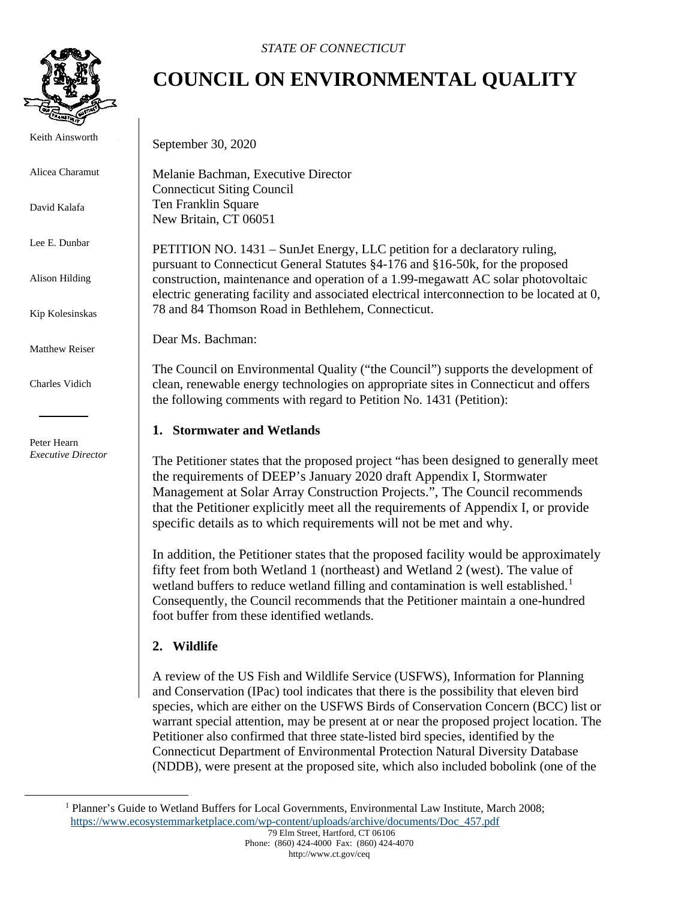*STATE OF CONNECTICUT*

# COUNCIL ON ENVIRONMENTAL QUALITY

Keith Ainsworth

Alicea Charamut

David Kalafa

Lee E. Dunbar

Alison Hilding

Kip Kolesinskas

Matthew Reiser

Charles Vidich

Peter Hearn
*Executive Director*

September 30, 2020

Melanie Bachman, Executive Director
Connecticut Siting Council
Ten Franklin Square
New Britain, CT 06051

PETITION NO. 1431 – SunJet Energy, LLC petition for a declaratory ruling, pursuant to Connecticut General Statutes §4-176 and §16-50k, for the proposed construction, maintenance and operation of a 1.99-megawatt AC solar photovoltaic electric generating facility and associated electrical interconnection to be located at 0, 78 and 84 Thomson Road in Bethlehem, Connecticut.

Dear Ms. Bachman:

The Council on Environmental Quality ("the Council") supports the development of clean, renewable energy technologies on appropriate sites in Connecticut and offers the following comments with regard to Petition No. 1431 (Petition):

## 1. Stormwater and Wetlands

The Petitioner states that the proposed project "has been designed to generally meet the requirements of DEEP's January 2020 draft Appendix I, Stormwater Management at Solar Array Construction Projects.", The Council recommends that the Petitioner explicitly meet all the requirements of Appendix I, or provide specific details as to which requirements will not be met and why.

In addition, the Petitioner states that the proposed facility would be approximately fifty feet from both Wetland 1 (northeast) and Wetland 2 (west). The value of wetland buffers to reduce wetland filling and contamination is well established.[1] Consequently, the Council recommends that the Petitioner maintain a one-hundred foot buffer from these identified wetlands.

## 2. Wildlife

A review of the US Fish and Wildlife Service (USFWS), Information for Planning and Conservation (IPac) tool indicates that there is the possibility that eleven bird species, which are either on the USFWS Birds of Conservation Concern (BCC) list or warrant special attention, may be present at or near the proposed project location. The Petitioner also confirmed that three state-listed bird species, identified by the Connecticut Department of Environmental Protection Natural Diversity Database (NDDB), were present at the proposed site, which also included bobolink (one of the

[1] Planner's Guide to Wetland Buffers for Local Governments, Environmental Law Institute, March 2008; https://www.ecosystemmarketplace.com/wp-content/uploads/archive/documents/Doc_457.pdf

79 Elm Street, Hartford, CT 06106
Phone: (860) 424-4000 Fax: (860) 424-4070
http://www.ct.gov/ceq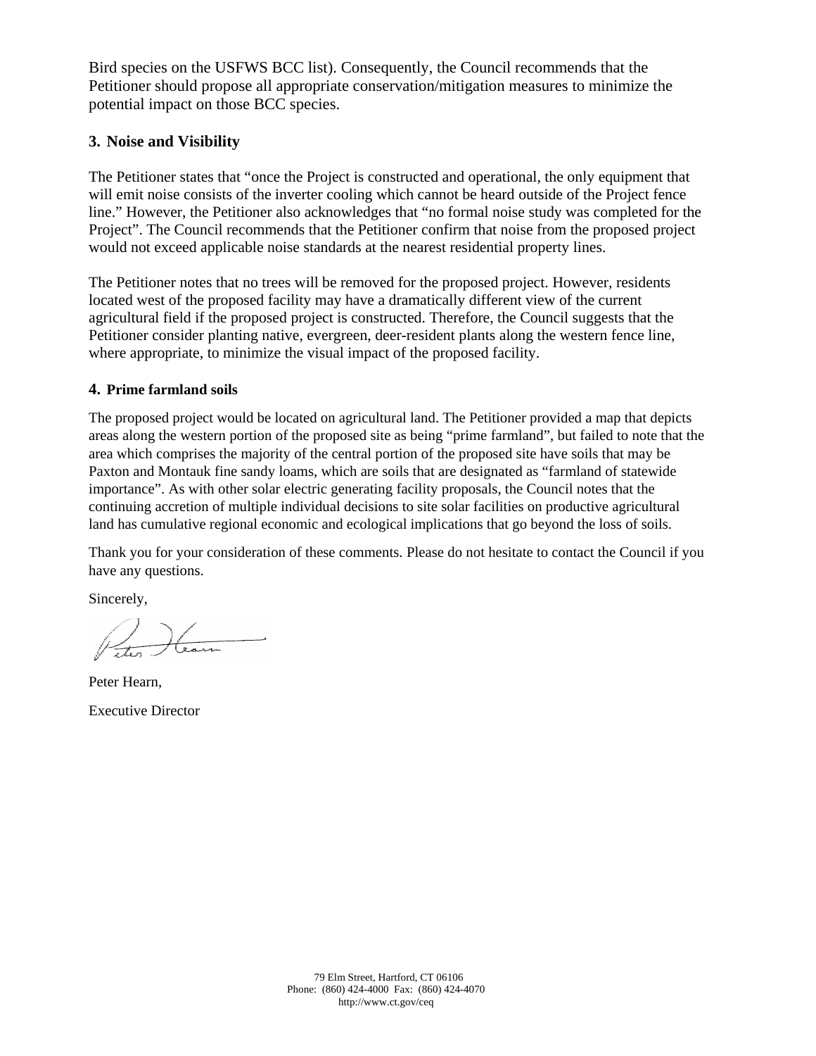Bird species on the USFWS BCC list). Consequently, the Council recommends that the Petitioner should propose all appropriate conservation/mitigation measures to minimize the potential impact on those BCC species.

## 3. Noise and Visibility

The Petitioner states that "once the Project is constructed and operational, the only equipment that will emit noise consists of the inverter cooling which cannot be heard outside of the Project fence line." However, the Petitioner also acknowledges that "no formal noise study was completed for the Project". The Council recommends that the Petitioner confirm that noise from the proposed project would not exceed applicable noise standards at the nearest residential property lines.

The Petitioner notes that no trees will be removed for the proposed project. However, residents located west of the proposed facility may have a dramatically different view of the current agricultural field if the proposed project is constructed. Therefore, the Council suggests that the Petitioner consider planting native, evergreen, deer-resident plants along the western fence line, where appropriate, to minimize the visual impact of the proposed facility.

## 4. Prime farmland soils

The proposed project would be located on agricultural land. The Petitioner provided a map that depicts areas along the western portion of the proposed site as being "prime farmland", but failed to note that the area which comprises the majority of the central portion of the proposed site have soils that may be Paxton and Montauk fine sandy loams, which are soils that are designated as "farmland of statewide importance". As with other solar electric generating facility proposals, the Council notes that the continuing accretion of multiple individual decisions to site solar facilities on productive agricultural land has cumulative regional economic and ecological implications that go beyond the loss of soils.

Thank you for your consideration of these comments. Please do not hesitate to contact the Council if you have any questions.

Sincerely,

Peter Hearn,

Executive Director

79 Elm Street, Hartford, CT 06106
Phone: (860) 424-4000 Fax: (860) 424-4070
http://www.ct.gov/ceq